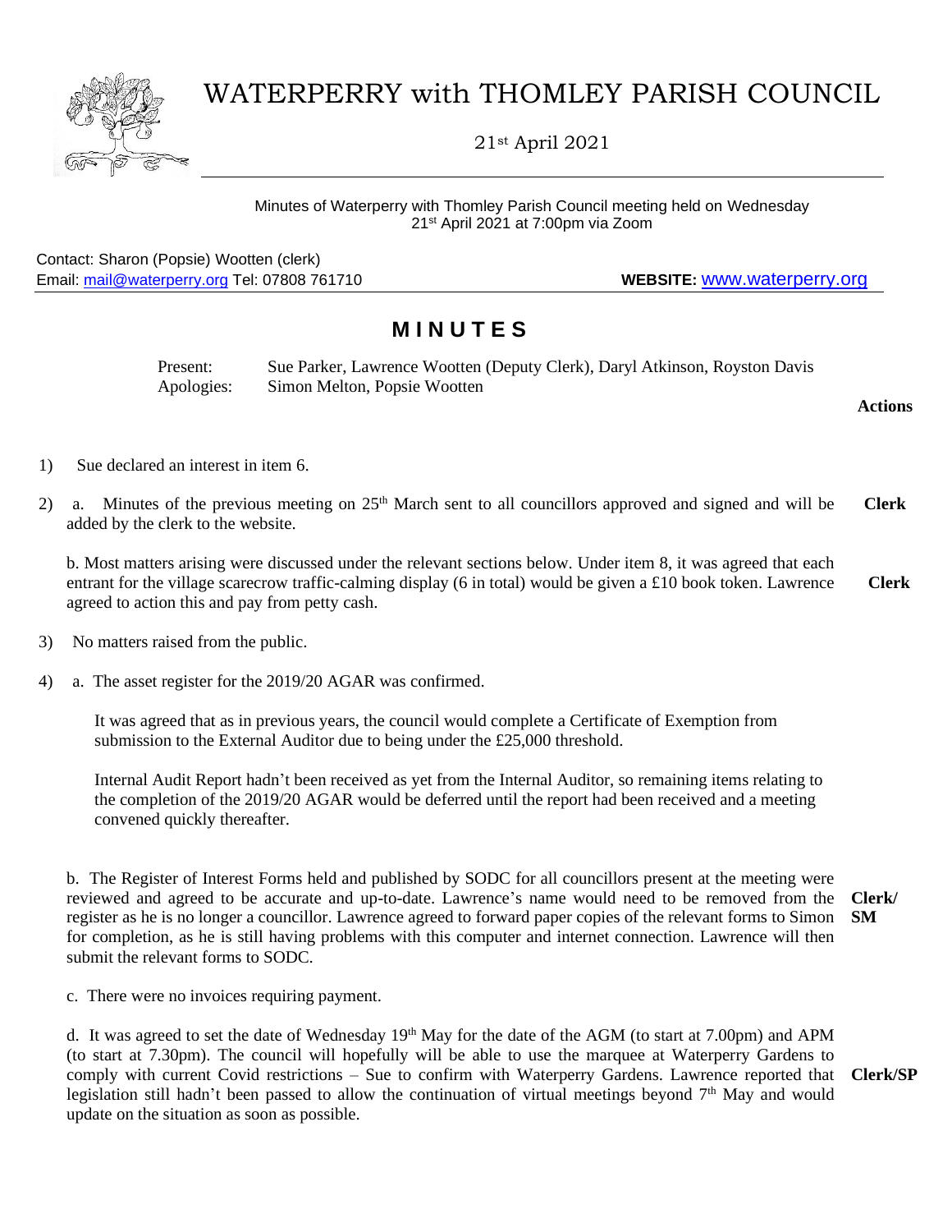# WATERPERRY with THOMLEY PARISH COUNCIL

21st April 2021

Minutes of Waterperry with Thomley Parish Council meeting held on Wednesday 21st April 2021 at 7:00pm via Zoom

Contact: Sharon (Popsie) Wootten (clerk)
Email: mail@waterperry.org Tel: 07808 761710 **WEBSITE:** www.waterperry.org

## M I N U T E S

Present: Sue Parker, Lawrence Wootten (Deputy Clerk), Daryl Atkinson, Royston Davis
Apologies: Simon Melton, Popsie Wootten

**Actions**

1) Sue declared an interest in item 6.

2) a. Minutes of the previous meeting on 25th March sent to all councillors approved and signed and will be added by the clerk to the website. **Clerk**

b. Most matters arising were discussed under the relevant sections below. Under item 8, it was agreed that each entrant for the village scarecrow traffic-calming display (6 in total) would be given a £10 book token. Lawrence agreed to action this and pay from petty cash. **Clerk**

3) No matters raised from the public.

4) a. The asset register for the 2019/20 AGAR was confirmed.

It was agreed that as in previous years, the council would complete a Certificate of Exemption from submission to the External Auditor due to being under the £25,000 threshold.

Internal Audit Report hadn't been received as yet from the Internal Auditor, so remaining items relating to the completion of the 2019/20 AGAR would be deferred until the report had been received and a meeting convened quickly thereafter.

b. The Register of Interest Forms held and published by SODC for all councillors present at the meeting were reviewed and agreed to be accurate and up-to-date. Lawrence's name would need to be removed from the register as he is no longer a councillor. Lawrence agreed to forward paper copies of the relevant forms to Simon for completion, as he is still having problems with this computer and internet connection. Lawrence will then submit the relevant forms to SODC. **Clerk/ SM**

c. There were no invoices requiring payment.

d. It was agreed to set the date of Wednesday 19th May for the date of the AGM (to start at 7.00pm) and APM (to start at 7.30pm). The council will hopefully will be able to use the marquee at Waterperry Gardens to comply with current Covid restrictions – Sue to confirm with Waterperry Gardens. Lawrence reported that legislation still hadn't been passed to allow the continuation of virtual meetings beyond 7th May and would update on the situation as soon as possible. **Clerk/SP**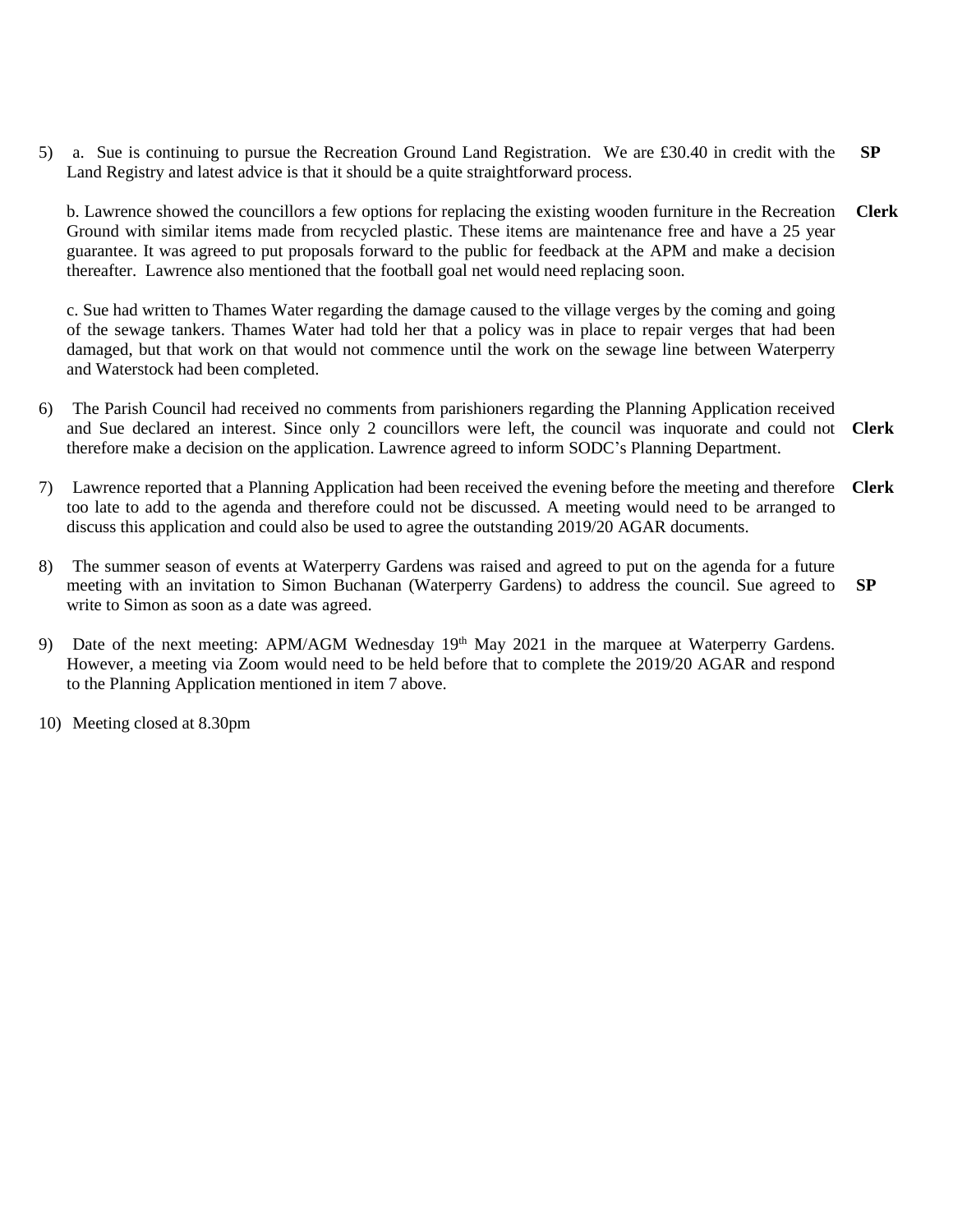5) a. Sue is continuing to pursue the Recreation Ground Land Registration. We are £30.40 in credit with the Land Registry and latest advice is that it should be a quite straightforward process. **SP**

   b. Lawrence showed the councillors a few options for replacing the existing wooden furniture in the Recreation Ground with similar items made from recycled plastic. These items are maintenance free and have a 25 year guarantee. It was agreed to put proposals forward to the public for feedback at the APM and make a decision thereafter. Lawrence also mentioned that the football goal net would need replacing soon. **Clerk**

   c. Sue had written to Thames Water regarding the damage caused to the village verges by the coming and going of the sewage tankers. Thames Water had told her that a policy was in place to repair verges that had been damaged, but that work on that would not commence until the work on the sewage line between Waterperry and Waterstock had been completed.

6) The Parish Council had received no comments from parishioners regarding the Planning Application received and Sue declared an interest. Since only 2 councillors were left, the council was inquorate and could not therefore make a decision on the application. Lawrence agreed to inform SODC's Planning Department. **Clerk**

7) Lawrence reported that a Planning Application had been received the evening before the meeting and therefore too late to add to the agenda and therefore could not be discussed. A meeting would need to be arranged to discuss this application and could also be used to agree the outstanding 2019/20 AGAR documents. **Clerk**

8) The summer season of events at Waterperry Gardens was raised and agreed to put on the agenda for a future meeting with an invitation to Simon Buchanan (Waterperry Gardens) to address the council. Sue agreed to write to Simon as soon as a date was agreed. **SP**

9) Date of the next meeting: APM/AGM Wednesday 19th May 2021 in the marquee at Waterperry Gardens. However, a meeting via Zoom would need to be held before that to complete the 2019/20 AGAR and respond to the Planning Application mentioned in item 7 above.

10) Meeting closed at 8.30pm